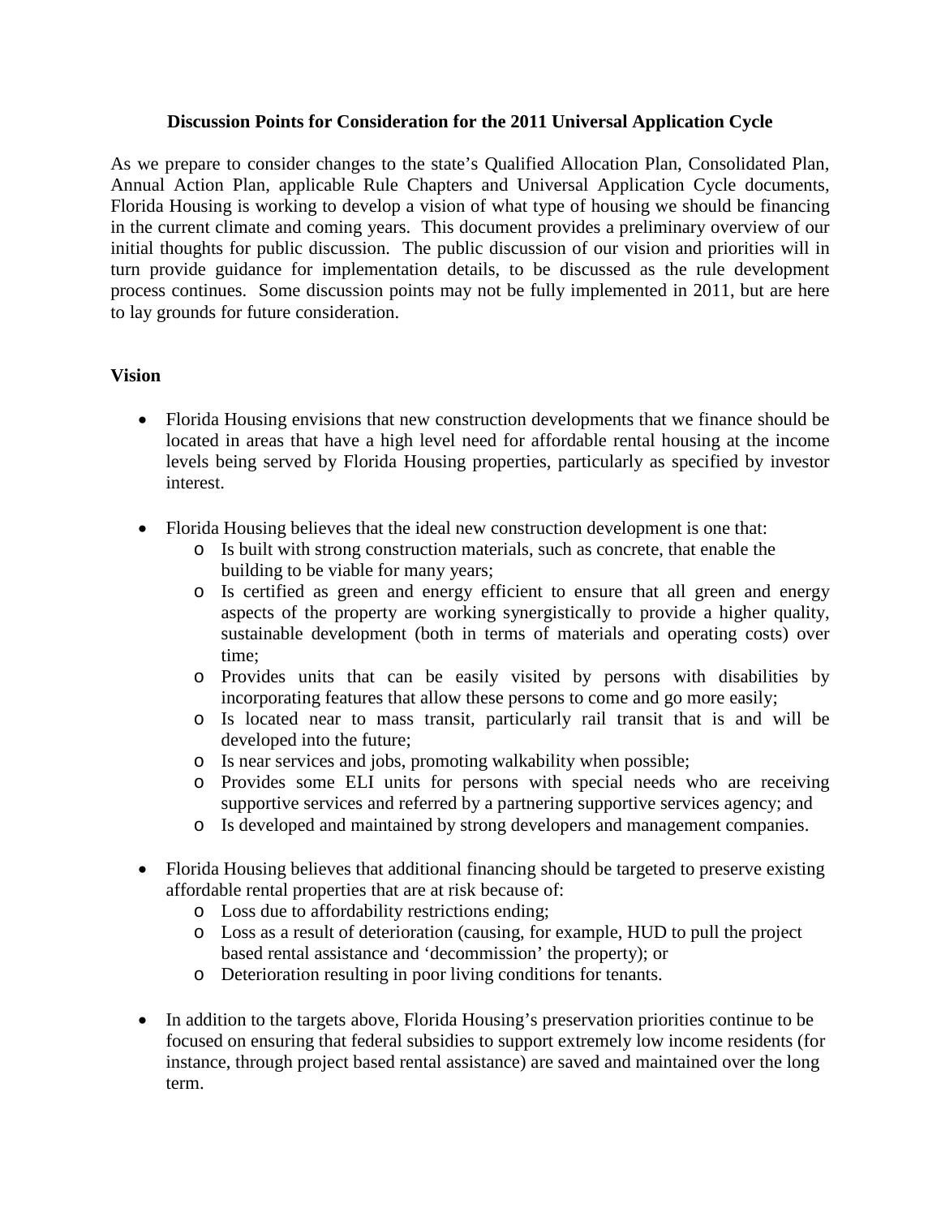**Discussion Points for Consideration for the 2011 Universal Application Cycle**

As we prepare to consider changes to the state's Qualified Allocation Plan, Consolidated Plan, Annual Action Plan, applicable Rule Chapters and Universal Application Cycle documents, Florida Housing is working to develop a vision of what type of housing we should be financing in the current climate and coming years. This document provides a preliminary overview of our initial thoughts for public discussion. The public discussion of our vision and priorities will in turn provide guidance for implementation details, to be discussed as the rule development process continues. Some discussion points may not be fully implemented in 2011, but are here to lay grounds for future consideration.

**Vision**

- Florida Housing envisions that new construction developments that we finance should be located in areas that have a high level need for affordable rental housing at the income levels being served by Florida Housing properties, particularly as specified by investor interest.
- Florida Housing believes that the ideal new construction development is one that:
  - Is built with strong construction materials, such as concrete, that enable the building to be viable for many years;
  - Is certified as green and energy efficient to ensure that all green and energy aspects of the property are working synergistically to provide a higher quality, sustainable development (both in terms of materials and operating costs) over time;
  - Provides units that can be easily visited by persons with disabilities by incorporating features that allow these persons to come and go more easily;
  - Is located near to mass transit, particularly rail transit that is and will be developed into the future;
  - Is near services and jobs, promoting walkability when possible;
  - Provides some ELI units for persons with special needs who are receiving supportive services and referred by a partnering supportive services agency; and
  - Is developed and maintained by strong developers and management companies.
- Florida Housing believes that additional financing should be targeted to preserve existing affordable rental properties that are at risk because of:
  - Loss due to affordability restrictions ending;
  - Loss as a result of deterioration (causing, for example, HUD to pull the project based rental assistance and 'decommission' the property); or
  - Deterioration resulting in poor living conditions for tenants.
- In addition to the targets above, Florida Housing's preservation priorities continue to be focused on ensuring that federal subsidies to support extremely low income residents (for instance, through project based rental assistance) are saved and maintained over the long term.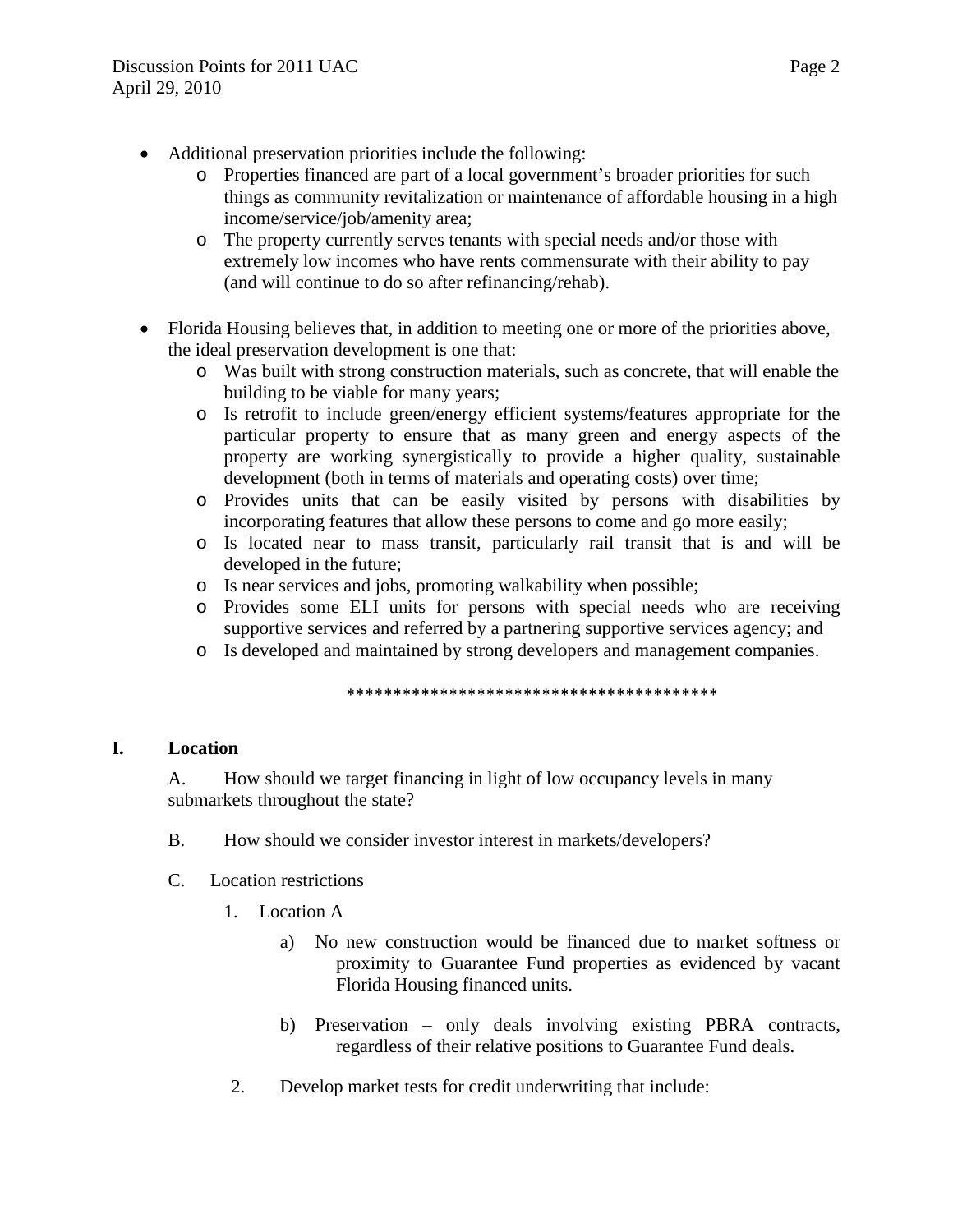- Additional preservation priorities include the following:
  - Properties financed are part of a local government's broader priorities for such things as community revitalization or maintenance of affordable housing in a high income/service/job/amenity area;
  - The property currently serves tenants with special needs and/or those with extremely low incomes who have rents commensurate with their ability to pay (and will continue to do so after refinancing/rehab).

- Florida Housing believes that, in addition to meeting one or more of the priorities above, the ideal preservation development is one that:
  - Was built with strong construction materials, such as concrete, that will enable the building to be viable for many years;
  - Is retrofit to include green/energy efficient systems/features appropriate for the particular property to ensure that as many green and energy aspects of the property are working synergistically to provide a higher quality, sustainable development (both in terms of materials and operating costs) over time;
  - Provides units that can be easily visited by persons with disabilities by incorporating features that allow these persons to come and go more easily;
  - Is located near to mass transit, particularly rail transit that is and will be developed in the future;
  - Is near services and jobs, promoting walkability when possible;
  - Provides some ELI units for persons with special needs who are receiving supportive services and referred by a partnering supportive services agency; and
  - Is developed and maintained by strong developers and management companies.

****************************************

## I. Location

A. How should we target financing in light of low occupancy levels in many submarkets throughout the state?

B. How should we consider investor interest in markets/developers?

C. Location restrictions

1. Location A

   a) No new construction would be financed due to market softness or proximity to Guarantee Fund properties as evidenced by vacant Florida Housing financed units.

   b) Preservation – only deals involving existing PBRA contracts, regardless of their relative positions to Guarantee Fund deals.

2. Develop market tests for credit underwriting that include: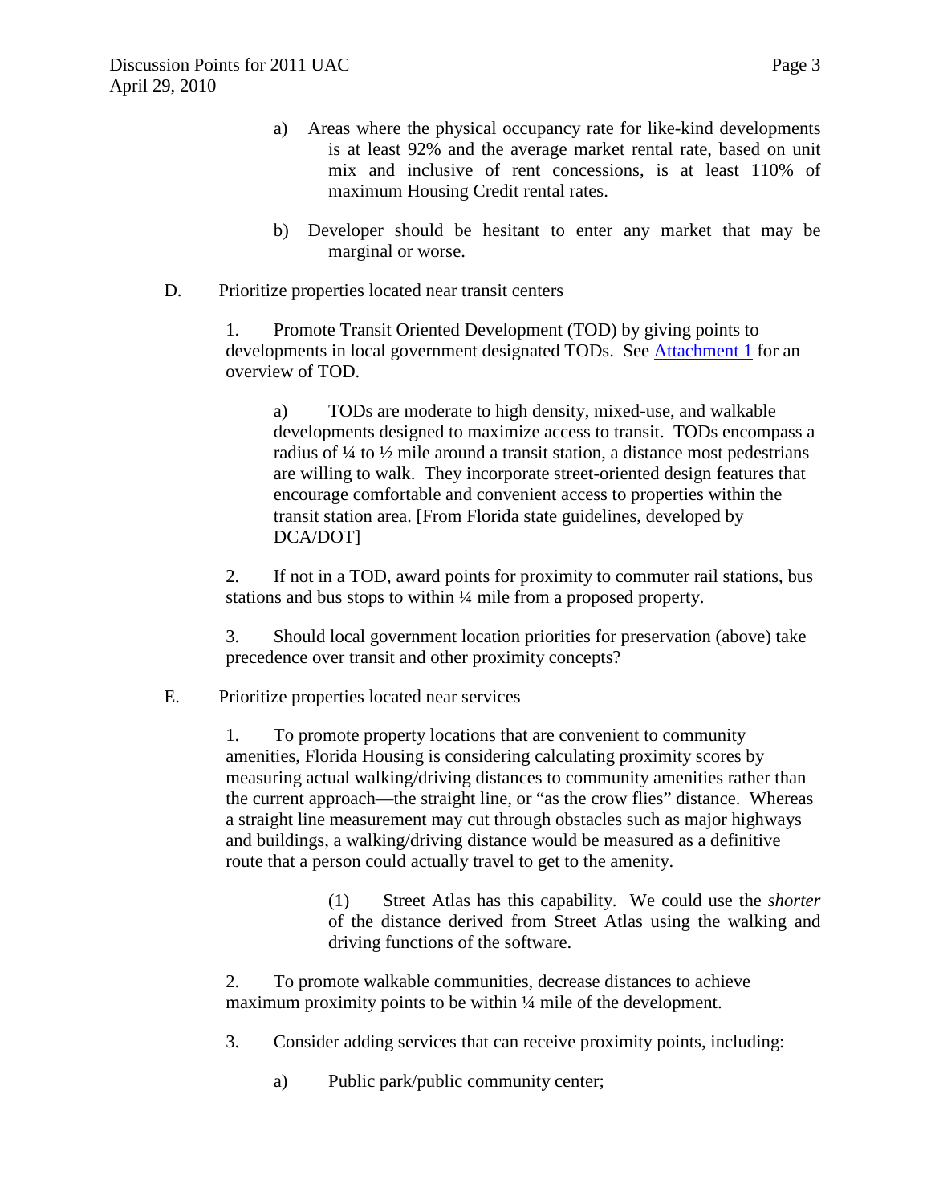a) Areas where the physical occupancy rate for like-kind developments is at least 92% and the average market rental rate, based on unit mix and inclusive of rent concessions, is at least 110% of maximum Housing Credit rental rates.

b) Developer should be hesitant to enter any market that may be marginal or worse.

D. Prioritize properties located near transit centers

1. Promote Transit Oriented Development (TOD) by giving points to developments in local government designated TODs. See Attachment 1 for an overview of TOD.

a) TODs are moderate to high density, mixed-use, and walkable developments designed to maximize access to transit. TODs encompass a radius of ¼ to ½ mile around a transit station, a distance most pedestrians are willing to walk. They incorporate street-oriented design features that encourage comfortable and convenient access to properties within the transit station area. [From Florida state guidelines, developed by DCA/DOT]

2. If not in a TOD, award points for proximity to commuter rail stations, bus stations and bus stops to within ¼ mile from a proposed property.

3. Should local government location priorities for preservation (above) take precedence over transit and other proximity concepts?

E. Prioritize properties located near services

1. To promote property locations that are convenient to community amenities, Florida Housing is considering calculating proximity scores by measuring actual walking/driving distances to community amenities rather than the current approach—the straight line, or "as the crow flies" distance. Whereas a straight line measurement may cut through obstacles such as major highways and buildings, a walking/driving distance would be measured as a definitive route that a person could actually travel to get to the amenity.

(1) Street Atlas has this capability. We could use the *shorter* of the distance derived from Street Atlas using the walking and driving functions of the software.

2. To promote walkable communities, decrease distances to achieve maximum proximity points to be within ¼ mile of the development.

3. Consider adding services that can receive proximity points, including:

a) Public park/public community center;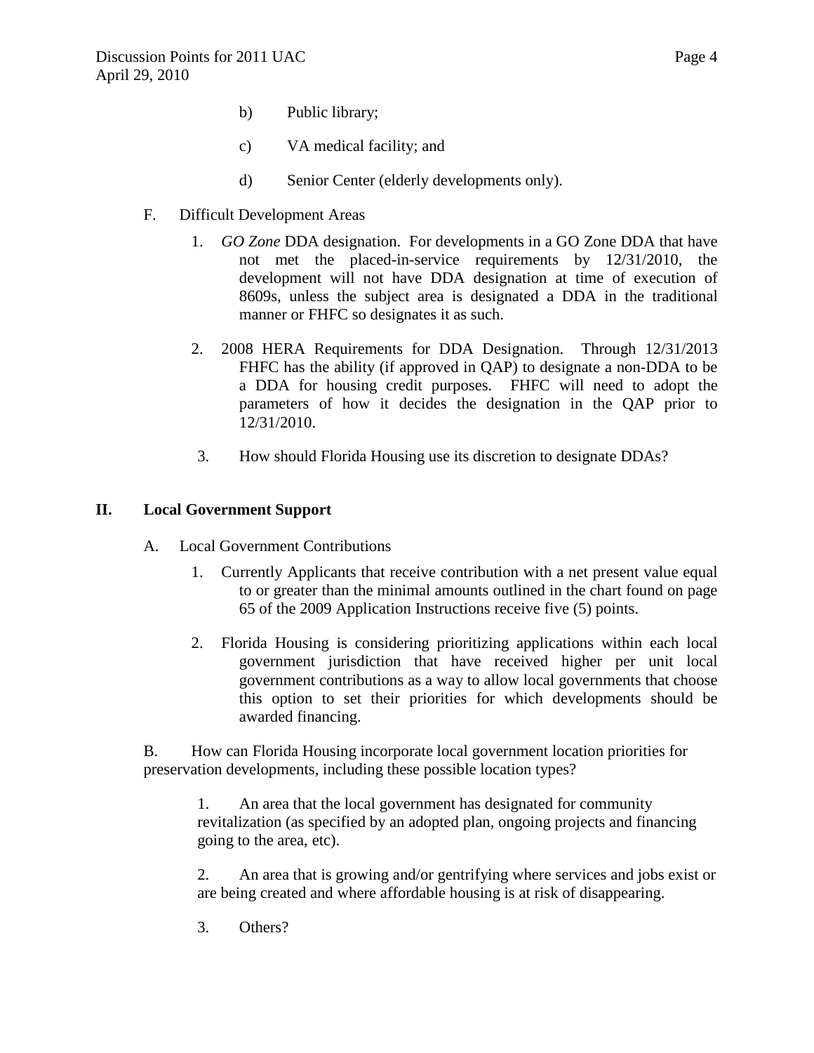b) Public library;

c) VA medical facility; and

d) Senior Center (elderly developments only).

F. Difficult Development Areas

1. *GO Zone* DDA designation. For developments in a GO Zone DDA that have not met the placed-in-service requirements by 12/31/2010, the development will not have DDA designation at time of execution of 8609s, unless the subject area is designated a DDA in the traditional manner or FHFC so designates it as such.

2. 2008 HERA Requirements for DDA Designation. Through 12/31/2013 FHFC has the ability (if approved in QAP) to designate a non-DDA to be a DDA for housing credit purposes. FHFC will need to adopt the parameters of how it decides the designation in the QAP prior to 12/31/2010.

3. How should Florida Housing use its discretion to designate DDAs?

## II. Local Government Support

A. Local Government Contributions

1. Currently Applicants that receive contribution with a net present value equal to or greater than the minimal amounts outlined in the chart found on page 65 of the 2009 Application Instructions receive five (5) points.

2. Florida Housing is considering prioritizing applications within each local government jurisdiction that have received higher per unit local government contributions as a way to allow local governments that choose this option to set their priorities for which developments should be awarded financing.

B. How can Florida Housing incorporate local government location priorities for preservation developments, including these possible location types?

1. An area that the local government has designated for community revitalization (as specified by an adopted plan, ongoing projects and financing going to the area, etc).

2. An area that is growing and/or gentrifying where services and jobs exist or are being created and where affordable housing is at risk of disappearing.

3. Others?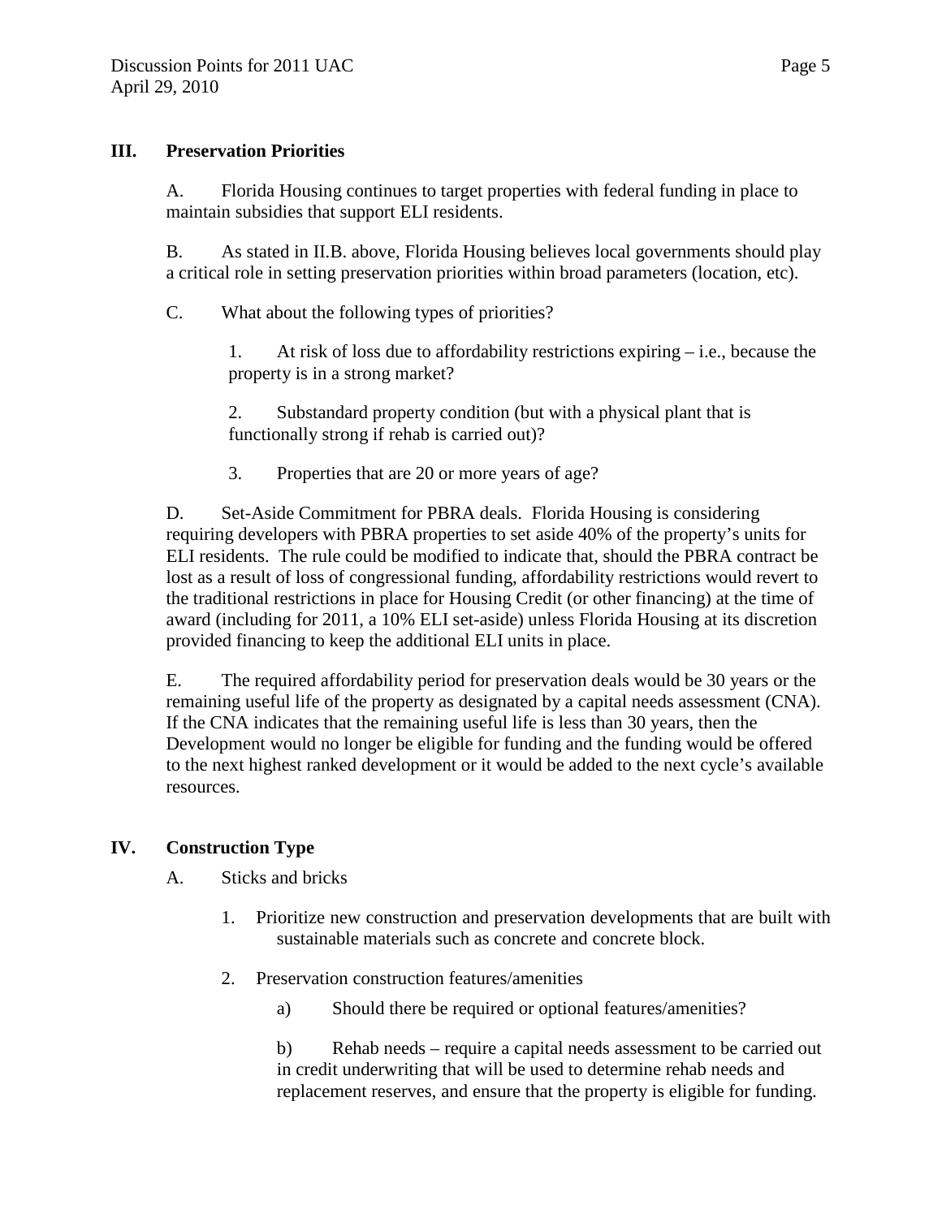## III. Preservation Priorities

A. Florida Housing continues to target properties with federal funding in place to maintain subsidies that support ELI residents.

B. As stated in II.B. above, Florida Housing believes local governments should play a critical role in setting preservation priorities within broad parameters (location, etc).

C. What about the following types of priorities?

1. At risk of loss due to affordability restrictions expiring – i.e., because the property is in a strong market?

2. Substandard property condition (but with a physical plant that is functionally strong if rehab is carried out)?

3. Properties that are 20 or more years of age?

D. Set-Aside Commitment for PBRA deals. Florida Housing is considering requiring developers with PBRA properties to set aside 40% of the property's units for ELI residents. The rule could be modified to indicate that, should the PBRA contract be lost as a result of loss of congressional funding, affordability restrictions would revert to the traditional restrictions in place for Housing Credit (or other financing) at the time of award (including for 2011, a 10% ELI set-aside) unless Florida Housing at its discretion provided financing to keep the additional ELI units in place.

E. The required affordability period for preservation deals would be 30 years or the remaining useful life of the property as designated by a capital needs assessment (CNA). If the CNA indicates that the remaining useful life is less than 30 years, then the Development would no longer be eligible for funding and the funding would be offered to the next highest ranked development or it would be added to the next cycle's available resources.

## IV. Construction Type

A. Sticks and bricks

1. Prioritize new construction and preservation developments that are built with sustainable materials such as concrete and concrete block.

2. Preservation construction features/amenities

a) Should there be required or optional features/amenities?

b) Rehab needs – require a capital needs assessment to be carried out in credit underwriting that will be used to determine rehab needs and replacement reserves, and ensure that the property is eligible for funding.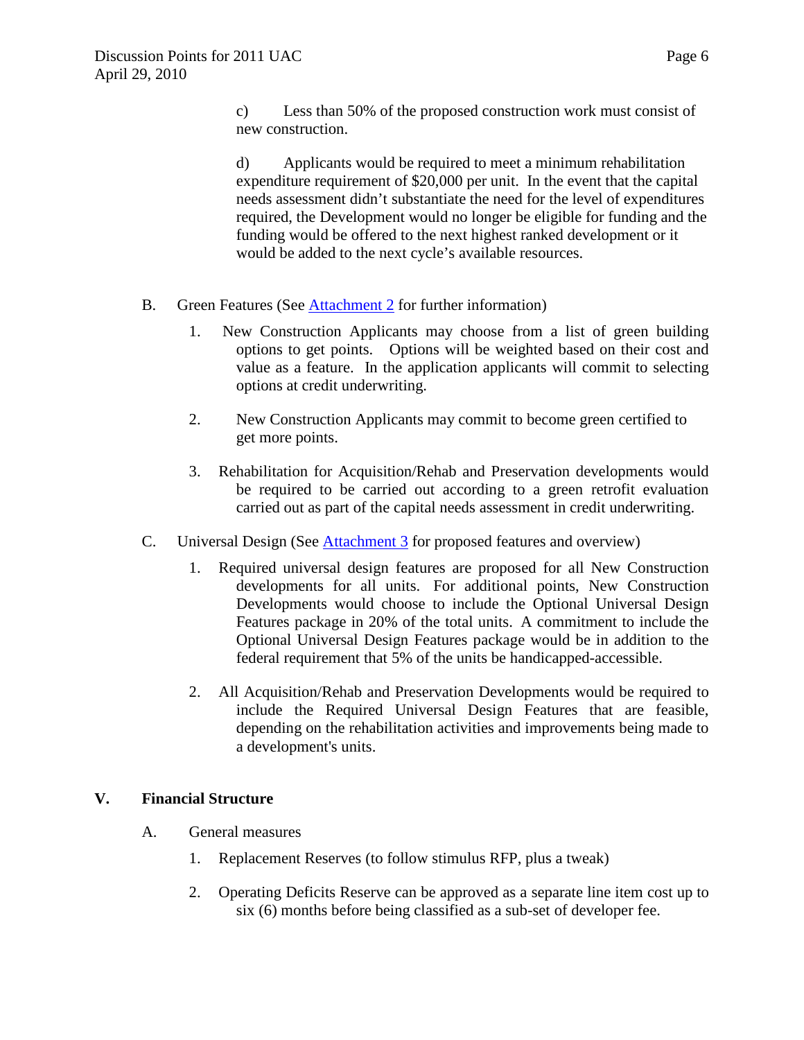c) Less than 50% of the proposed construction work must consist of new construction.

d) Applicants would be required to meet a minimum rehabilitation expenditure requirement of $20,000 per unit. In the event that the capital needs assessment didn't substantiate the need for the level of expenditures required, the Development would no longer be eligible for funding and the funding would be offered to the next highest ranked development or it would be added to the next cycle's available resources.

B. Green Features (See Attachment 2 for further information)

1. New Construction Applicants may choose from a list of green building options to get points. Options will be weighted based on their cost and value as a feature. In the application applicants will commit to selecting options at credit underwriting.

2. New Construction Applicants may commit to become green certified to get more points.

3. Rehabilitation for Acquisition/Rehab and Preservation developments would be required to be carried out according to a green retrofit evaluation carried out as part of the capital needs assessment in credit underwriting.

C. Universal Design (See Attachment 3 for proposed features and overview)

1. Required universal design features are proposed for all New Construction developments for all units. For additional points, New Construction Developments would choose to include the Optional Universal Design Features package in 20% of the total units. A commitment to include the Optional Universal Design Features package would be in addition to the federal requirement that 5% of the units be handicapped-accessible.

2. All Acquisition/Rehab and Preservation Developments would be required to include the Required Universal Design Features that are feasible, depending on the rehabilitation activities and improvements being made to a development's units.

## V. Financial Structure

A. General measures

1. Replacement Reserves (to follow stimulus RFP, plus a tweak)

2. Operating Deficits Reserve can be approved as a separate line item cost up to six (6) months before being classified as a sub-set of developer fee.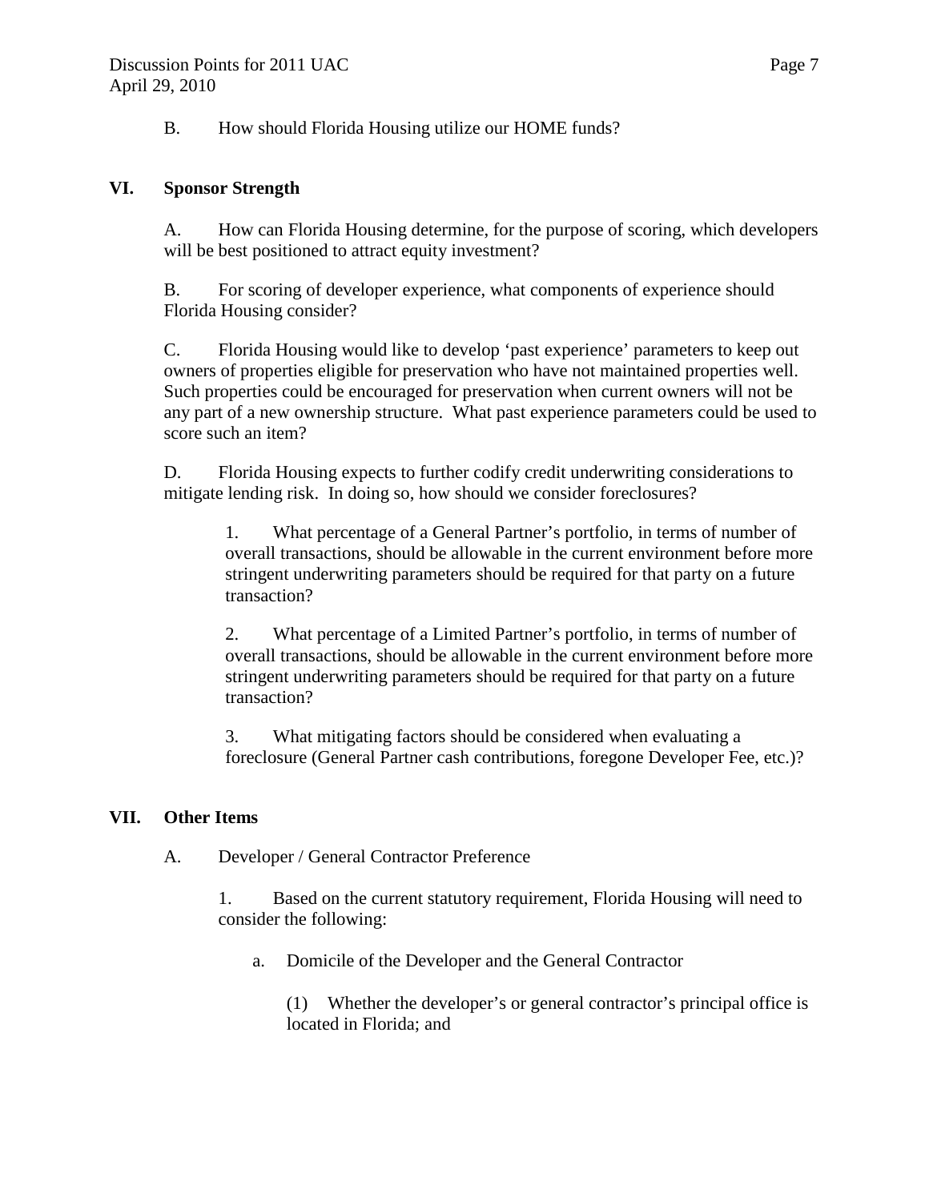B. How should Florida Housing utilize our HOME funds?

## VI. Sponsor Strength

A. How can Florida Housing determine, for the purpose of scoring, which developers will be best positioned to attract equity investment?

B. For scoring of developer experience, what components of experience should Florida Housing consider?

C. Florida Housing would like to develop 'past experience' parameters to keep out owners of properties eligible for preservation who have not maintained properties well. Such properties could be encouraged for preservation when current owners will not be any part of a new ownership structure. What past experience parameters could be used to score such an item?

D. Florida Housing expects to further codify credit underwriting considerations to mitigate lending risk. In doing so, how should we consider foreclosures?

1. What percentage of a General Partner's portfolio, in terms of number of overall transactions, should be allowable in the current environment before more stringent underwriting parameters should be required for that party on a future transaction?

2. What percentage of a Limited Partner's portfolio, in terms of number of overall transactions, should be allowable in the current environment before more stringent underwriting parameters should be required for that party on a future transaction?

3. What mitigating factors should be considered when evaluating a foreclosure (General Partner cash contributions, foregone Developer Fee, etc.)?

## VII. Other Items

A. Developer / General Contractor Preference

1. Based on the current statutory requirement, Florida Housing will need to consider the following:

a. Domicile of the Developer and the General Contractor

(1) Whether the developer's or general contractor's principal office is located in Florida; and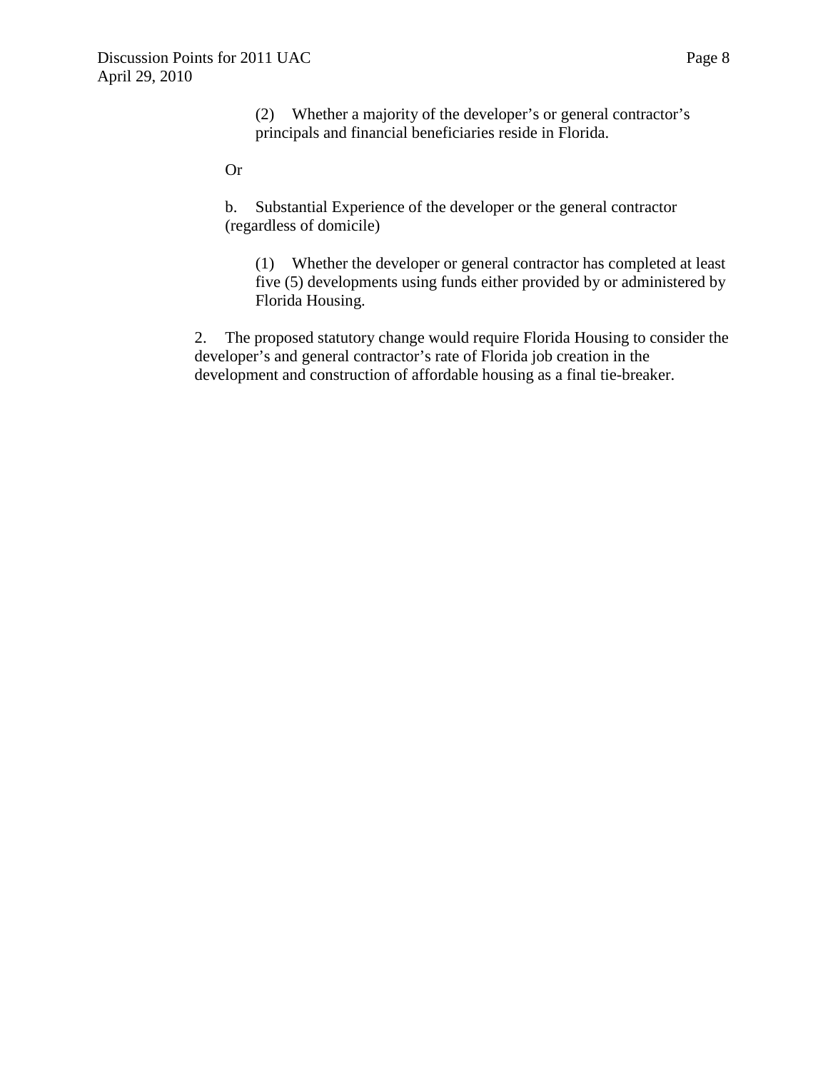(2) Whether a majority of the developer's or general contractor's principals and financial beneficiaries reside in Florida.

Or

b. Substantial Experience of the developer or the general contractor (regardless of domicile)

(1) Whether the developer or general contractor has completed at least five (5) developments using funds either provided by or administered by Florida Housing.

2. The proposed statutory change would require Florida Housing to consider the developer's and general contractor's rate of Florida job creation in the development and construction of affordable housing as a final tie-breaker.